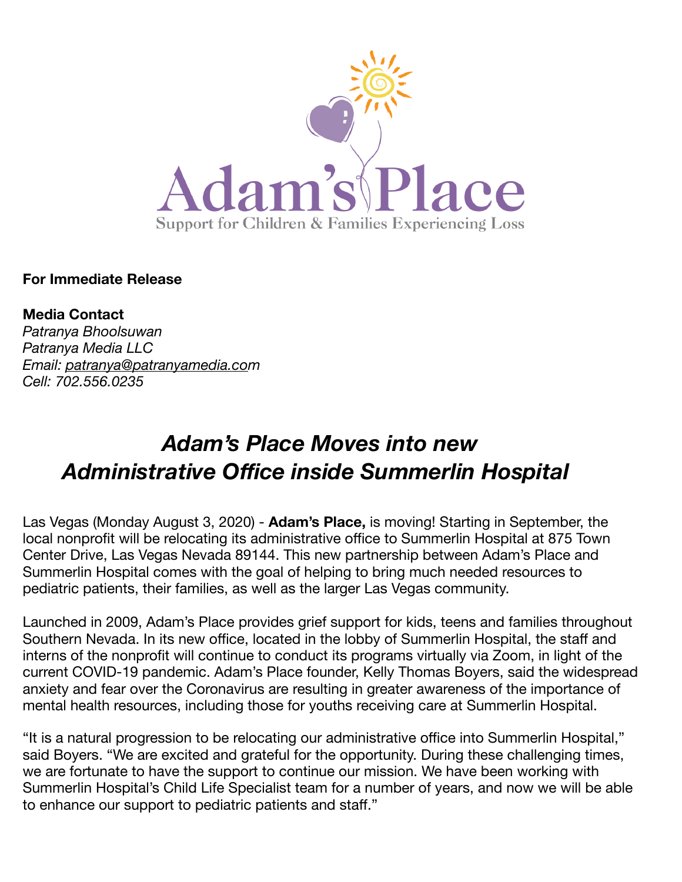Adam's Place

Support for Children & Families Experiencing Loss

**For Immediate Release**

**Media Contact**
*Patranya Bhoolsuwan*
*Patranya Media LLC*
*Email: patranya@patranyamedia.com*
*Cell: 702.556.0235*

# *Adam's Place Moves into new Administrative Office inside Summerlin Hospital*

Las Vegas (Monday August 3, 2020) - **Adam's Place,** is moving! Starting in September, the local nonprofit will be relocating its administrative office to Summerlin Hospital at 875 Town Center Drive, Las Vegas Nevada 89144. This new partnership between Adam's Place and Summerlin Hospital comes with the goal of helping to bring much needed resources to pediatric patients, their families, as well as the larger Las Vegas community.

Launched in 2009, Adam's Place provides grief support for kids, teens and families throughout Southern Nevada. In its new office, located in the lobby of Summerlin Hospital, the staff and interns of the nonprofit will continue to conduct its programs virtually via Zoom, in light of the current COVID-19 pandemic. Adam's Place founder, Kelly Thomas Boyers, said the widespread anxiety and fear over the Coronavirus are resulting in greater awareness of the importance of mental health resources, including those for youths receiving care at Summerlin Hospital.

"It is a natural progression to be relocating our administrative office into Summerlin Hospital," said Boyers. "We are excited and grateful for the opportunity. During these challenging times, we are fortunate to have the support to continue our mission. We have been working with Summerlin Hospital's Child Life Specialist team for a number of years, and now we will be able to enhance our support to pediatric patients and staff."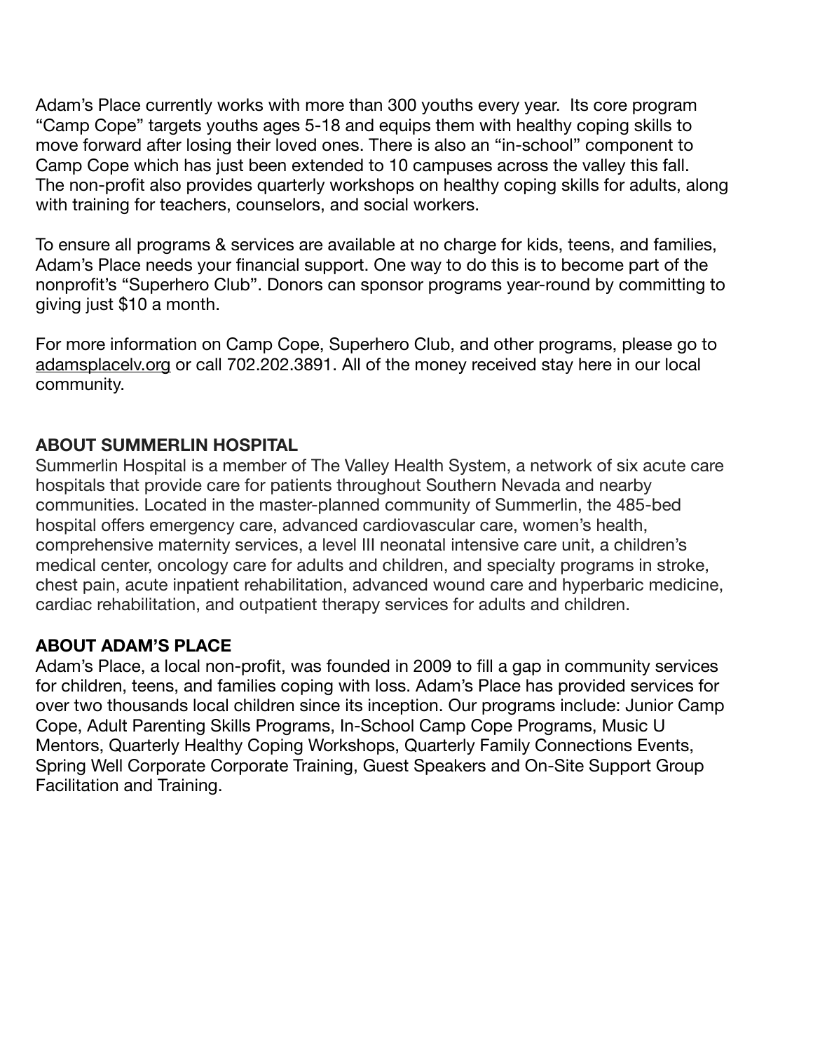Adam's Place currently works with more than 300 youths every year. Its core program "Camp Cope" targets youths ages 5-18 and equips them with healthy coping skills to move forward after losing their loved ones. There is also an "in-school" component to Camp Cope which has just been extended to 10 campuses across the valley this fall. The non-profit also provides quarterly workshops on healthy coping skills for adults, along with training for teachers, counselors, and social workers.

To ensure all programs & services are available at no charge for kids, teens, and families, Adam's Place needs your financial support. One way to do this is to become part of the nonprofit's "Superhero Club". Donors can sponsor programs year-round by committing to giving just $10 a month.

For more information on Camp Cope, Superhero Club, and other programs, please go to adamsplacelv.org or call 702.202.3891. All of the money received stay here in our local community.

**ABOUT SUMMERLIN HOSPITAL**

Summerlin Hospital is a member of The Valley Health System, a network of six acute care hospitals that provide care for patients throughout Southern Nevada and nearby communities. Located in the master-planned community of Summerlin, the 485-bed hospital offers emergency care, advanced cardiovascular care, women's health, comprehensive maternity services, a level III neonatal intensive care unit, a children's medical center, oncology care for adults and children, and specialty programs in stroke, chest pain, acute inpatient rehabilitation, advanced wound care and hyperbaric medicine, cardiac rehabilitation, and outpatient therapy services for adults and children.

**ABOUT ADAM'S PLACE**

Adam's Place, a local non-profit, was founded in 2009 to fill a gap in community services for children, teens, and families coping with loss. Adam's Place has provided services for over two thousands local children since its inception. Our programs include: Junior Camp Cope, Adult Parenting Skills Programs, In-School Camp Cope Programs, Music U Mentors, Quarterly Healthy Coping Workshops, Quarterly Family Connections Events, Spring Well Corporate Corporate Training, Guest Speakers and On-Site Support Group Facilitation and Training.